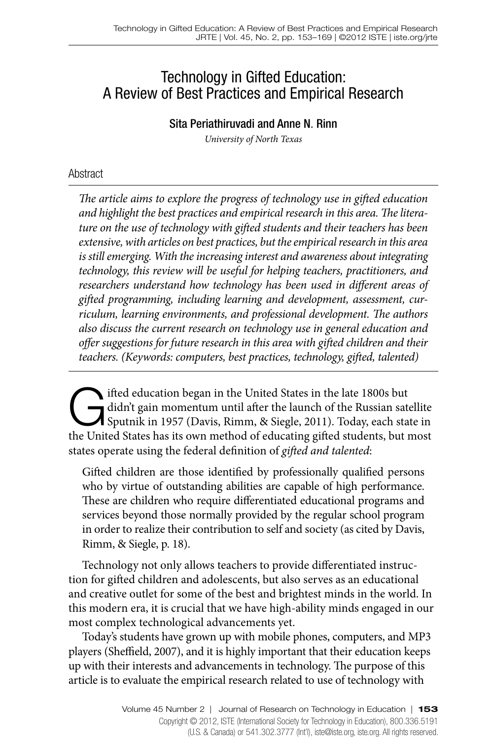# Technology in Gifted Education: A Review of Best Practices and Empirical Research

Sita Periathiruvadi and Anne N. Rinn

*University of North Texas*

## Abstract

*The article aims to explore the progress of technology use in gifted education and highlight the best practices and empirical research in this area. The literature on the use of technology with gifted students and their teachers has been extensive, with articles on best practices, but the empirical research in this area is still emerging. With the increasing interest and awareness about integrating technology, this review will be useful for helping teachers, practitioners, and researchers understand how technology has been used in different areas of gifted programming, including learning and development, assessment, curriculum, learning environments, and professional development. The authors also discuss the current research on technology use in general education and offer suggestions for future research in this area with gifted children and their teachers. (Keywords: computers, best practices, technology, gifted, talented)*

Gifted education began in the United States in the late 1800s but didn't gain momentum until after the launch of the Russian satellite Sputnik in 1957 (Davis, Rimm, & Siegle, 2011). Today, each state in the United States has its own method of educating gifted students, but most states operate using the federal definition of *gifted and talented*:

> Gifted children are those identified by professionally qualified persons who by virtue of outstanding abilities are capable of high performance. These are children who require differentiated educational programs and services beyond those normally provided by the regular school program in order to realize their contribution to self and society (as cited by Davis, Rimm, & Siegle, p. 18).

Technology not only allows teachers to provide differentiated instruction for gifted children and adolescents, but also serves as an educational and creative outlet for some of the best and brightest minds in the world. In this modern era, it is crucial that we have high-ability minds engaged in our most complex technological advancements yet.

Today's students have grown up with mobile phones, computers, and MP3 players (Sheffield, 2007), and it is highly important that their education keeps up with their interests and advancements in technology. The purpose of this article is to evaluate the empirical research related to use of technology with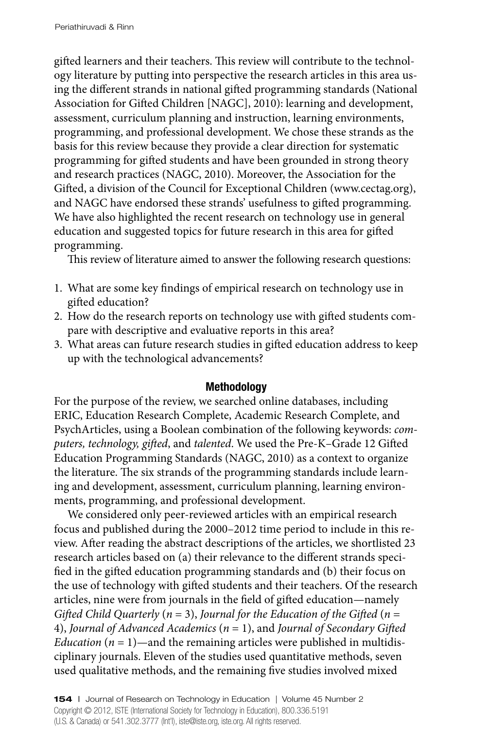gifted learners and their teachers. This review will contribute to the technology literature by putting into perspective the research articles in this area using the different strands in national gifted programming standards (National Association for Gifted Children [NAGC], 2010): learning and development, assessment, curriculum planning and instruction, learning environments, programming, and professional development. We chose these strands as the basis for this review because they provide a clear direction for systematic programming for gifted students and have been grounded in strong theory and research practices (NAGC, 2010). Moreover, the Association for the Gifted, a division of the Council for Exceptional Children (www.cectag.org), and NAGC have endorsed these strands' usefulness to gifted programming. We have also highlighted the recent research on technology use in general education and suggested topics for future research in this area for gifted programming.

This review of literature aimed to answer the following research questions:

1. What are some key findings of empirical research on technology use in gifted education?
2. How do the research reports on technology use with gifted students compare with descriptive and evaluative reports in this area?
3. What areas can future research studies in gifted education address to keep up with the technological advancements?

## Methodology

For the purpose of the review, we searched online databases, including ERIC, Education Research Complete, Academic Research Complete, and PsychArticles, using a Boolean combination of the following keywords: *computers, technology, gifted*, and *talented*. We used the Pre-K–Grade 12 Gifted Education Programming Standards (NAGC, 2010) as a context to organize the literature. The six strands of the programming standards include learning and development, assessment, curriculum planning, learning environments, programming, and professional development.

We considered only peer-reviewed articles with an empirical research focus and published during the 2000–2012 time period to include in this review. After reading the abstract descriptions of the articles, we shortlisted 23 research articles based on (a) their relevance to the different strands specified in the gifted education programming standards and (b) their focus on the use of technology with gifted students and their teachers. Of the research articles, nine were from journals in the field of gifted education—namely *Gifted Child Quarterly* ($n$ = 3), *Journal for the Education of the Gifted* ($n$ = 4), *Journal of Advanced Academics* ($n$ = 1), and *Journal of Secondary Gifted Education* ($n$ = 1)—and the remaining articles were published in multidisciplinary journals. Eleven of the studies used quantitative methods, seven used qualitative methods, and the remaining five studies involved mixed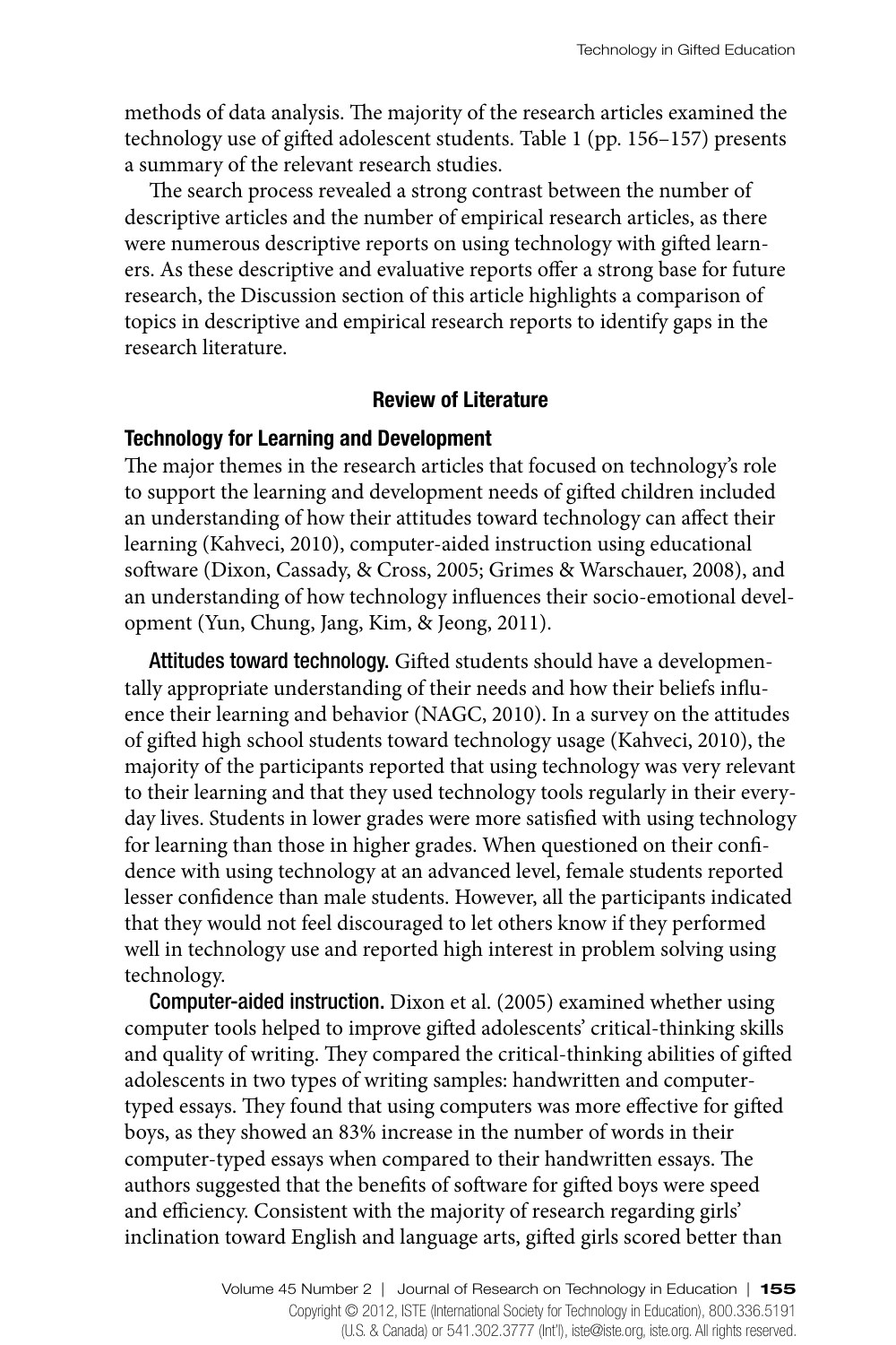methods of data analysis. The majority of the research articles examined the technology use of gifted adolescent students. Table 1 (pp. 156–157) presents a summary of the relevant research studies.

The search process revealed a strong contrast between the number of descriptive articles and the number of empirical research articles, as there were numerous descriptive reports on using technology with gifted learners. As these descriptive and evaluative reports offer a strong base for future research, the Discussion section of this article highlights a comparison of topics in descriptive and empirical research reports to identify gaps in the research literature.

## Review of Literature

### Technology for Learning and Development

The major themes in the research articles that focused on technology's role to support the learning and development needs of gifted children included an understanding of how their attitudes toward technology can affect their learning (Kahveci, 2010), computer-aided instruction using educational software (Dixon, Cassady, & Cross, 2005; Grimes & Warschauer, 2008), and an understanding of how technology influences their socio-emotional development (Yun, Chung, Jang, Kim, & Jeong, 2011).

**Attitudes toward technology.** Gifted students should have a developmentally appropriate understanding of their needs and how their beliefs influence their learning and behavior (NAGC, 2010). In a survey on the attitudes of gifted high school students toward technology usage (Kahveci, 2010), the majority of the participants reported that using technology was very relevant to their learning and that they used technology tools regularly in their everyday lives. Students in lower grades were more satisfied with using technology for learning than those in higher grades. When questioned on their confidence with using technology at an advanced level, female students reported lesser confidence than male students. However, all the participants indicated that they would not feel discouraged to let others know if they performed well in technology use and reported high interest in problem solving using technology.

**Computer-aided instruction.** Dixon et al. (2005) examined whether using computer tools helped to improve gifted adolescents' critical-thinking skills and quality of writing. They compared the critical-thinking abilities of gifted adolescents in two types of writing samples: handwritten and computer-typed essays. They found that using computers was more effective for gifted boys, as they showed an 83% increase in the number of words in their computer-typed essays when compared to their handwritten essays. The authors suggested that the benefits of software for gifted boys were speed and efficiency. Consistent with the majority of research regarding girls' inclination toward English and language arts, gifted girls scored better than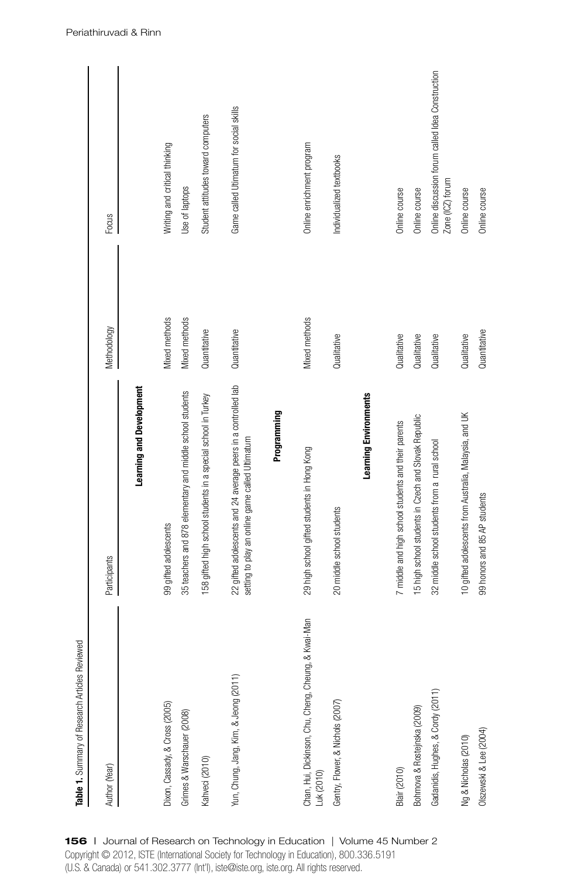**Table 1.** Summary of Research Articles Reviewed

| Author (Year) | Participants | Methodology | Focus |
|---|---|---|---|
| | **Learning and Development** | | |
| Dixon, Cassady, & Cross (2005) | 99 gifted adolescents | Mixed methods | Writing and critical thinking |
| Grimes & Warschauer (2008) | 35 teachers and 878 elementary and middle school students | Mixed methods | Use of laptops |
| Kahveci (2010) | 158 gifted high school students in a special school in Turkey | Quantitative | Student attitudes toward computers |
| Yun, Chung, Jang, Kim, & Jeong (2011) | 22 gifted adolescents and 24 average peers in a controlled lab setting to play an online game called Ultimatum | Quantitative | Game called Ultimatum for social skills |
| | **Programming** | | |
| Chan, Hui, Dickinson, Chu, Cheng, Cheung, & Kwai-Man Luk (2010) | 29 high school gifted students in Hong Kong | Mixed methods | Online enrichment program |
| Gentry, Flower, & Nichols (2007) | 20 middle school students | Qualitative | Individualized textbooks |
| | **Learning Environments** | | |
| Blair (2010) | 7 middle and high school students and their parents | Qualitative | Online course |
| Bohmova & Rostejnska (2009) | 15 high school students in Czech and Slovak Republic | Qualitative | Online course |
| Gadanidis, Hughes, & Cordy (2011) | 32 middle school students from a rural school | Qualitative | Online discussion forum called Idea Construction Zone (ICZ) forum |
| Ng & Nicholas (2010) | 10 gifted adolescents from Australia, Malaysia, and UK | Qualitative | Online course |
| Olszewski & Lee (2004) | 99 honors and 85 AP students | Quantitative | Online course |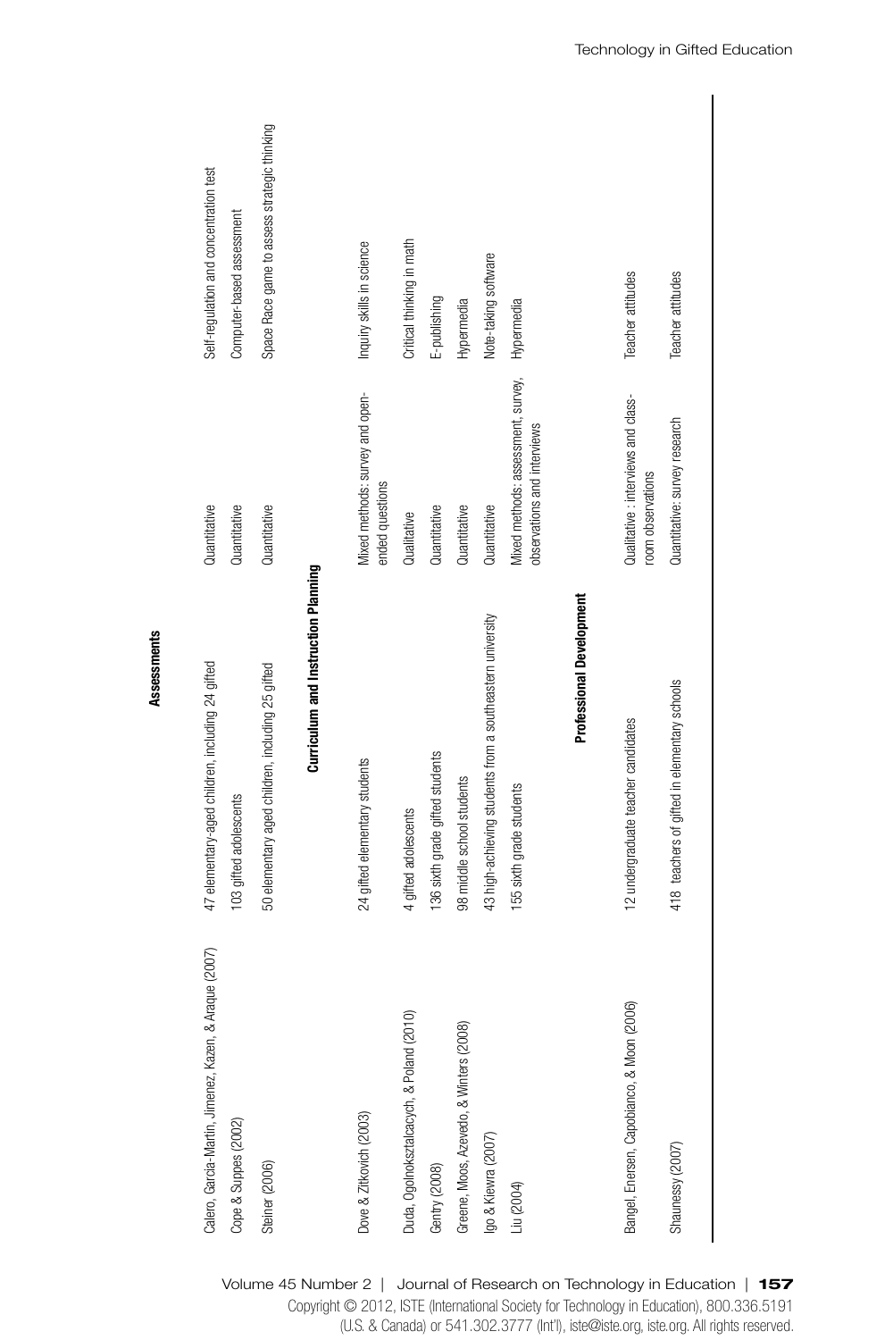| | | | |
|---|---|---|---|
| **Assessments** | | | |
| Calero, Garcia-Martin, Jimenez, Kazen, & Araque (2007) | 47 elementary-aged children, including 24 gifted | Quantitative | Self-regulation and concentration test |
| Cope & Suppes (2002) | 103 gifted adolescents | Quantitative | Computer-based assessment |
| Steiner (2006) | 50 elementary aged children, including 25 gifted | Quantitative | Space Race game to assess strategic thinking |
| **Curriculum and Instruction Planning** | | | |
| Dove & Zitkovich (2003) | 24 gifted elementary students | Mixed methods: survey and open-ended questions | Inquiry skills in science |
| Duda, Ogolnoksztalcacych, & Poland (2010) | 4 gifted adolescents | Qualitative | Critical thinking in math |
| Gentry (2008) | 136 sixth grade gifted students | Quantitative | E-publishing |
| Greene, Moos, Azevedo, & Winters (2008) | 98 middle school students | Quantitative | Hypermedia |
| Igo & Kiewra (2007) | 43 high-achieving students from a southeastern university | Quantitative | Note-taking software |
| Liu (2004) | 155 sixth grade students | Mixed methods: assessment, survey, observations and interviews | Hypermedia |
| **Professional Development** | | | |
| Bangel, Enersen, Capobianco, & Moon (2006) | 12 undergraduate teacher candidates | Qualitative : interviews and classroom observations | Teacher attitudes |
| Shaunessy (2007) | 418 teachers of gifted in elementary schools | Quantitative: survey research | Teacher attitudes |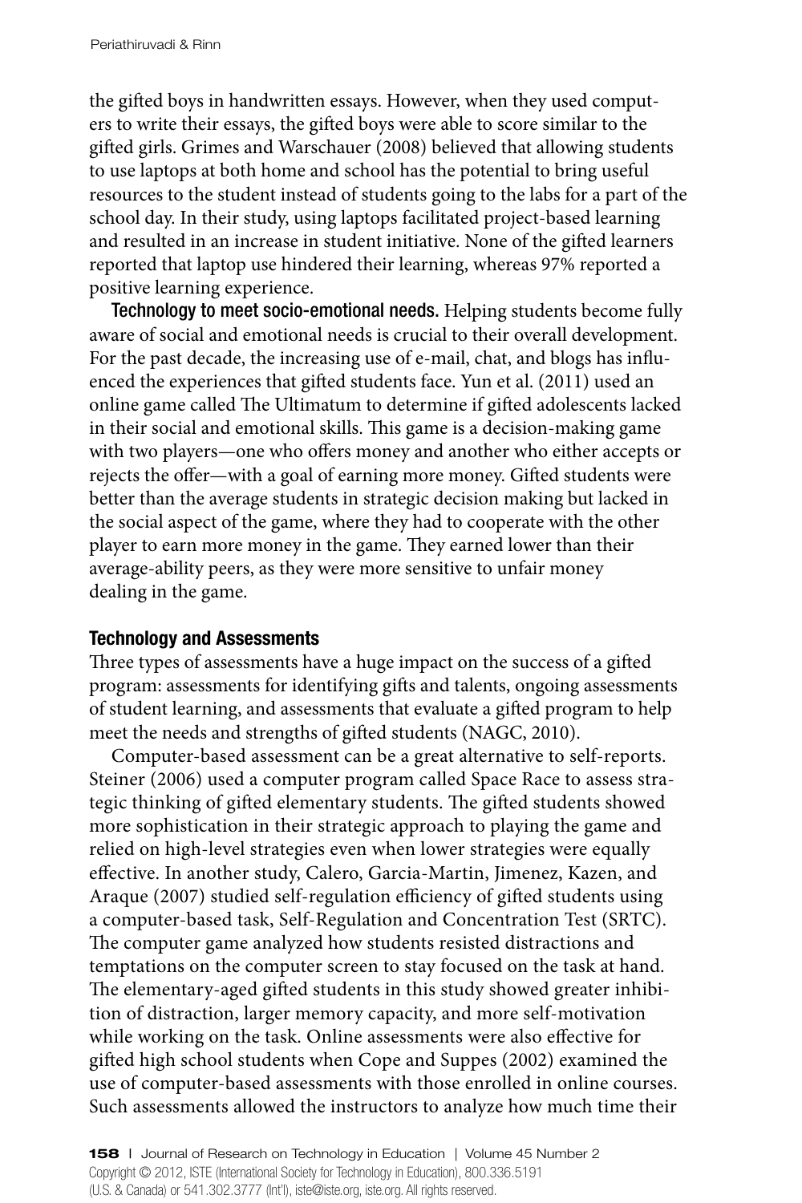the gifted boys in handwritten essays. However, when they used computers to write their essays, the gifted boys were able to score similar to the gifted girls. Grimes and Warschauer (2008) believed that allowing students to use laptops at both home and school has the potential to bring useful resources to the student instead of students going to the labs for a part of the school day. In their study, using laptops facilitated project-based learning and resulted in an increase in student initiative. None of the gifted learners reported that laptop use hindered their learning, whereas 97% reported a positive learning experience.

**Technology to meet socio-emotional needs.** Helping students become fully aware of social and emotional needs is crucial to their overall development. For the past decade, the increasing use of e-mail, chat, and blogs has influenced the experiences that gifted students face. Yun et al. (2011) used an online game called The Ultimatum to determine if gifted adolescents lacked in their social and emotional skills. This game is a decision-making game with two players—one who offers money and another who either accepts or rejects the offer—with a goal of earning more money. Gifted students were better than the average students in strategic decision making but lacked in the social aspect of the game, where they had to cooperate with the other player to earn more money in the game. They earned lower than their average-ability peers, as they were more sensitive to unfair money dealing in the game.

### Technology and Assessments

Three types of assessments have a huge impact on the success of a gifted program: assessments for identifying gifts and talents, ongoing assessments of student learning, and assessments that evaluate a gifted program to help meet the needs and strengths of gifted students (NAGC, 2010).

Computer-based assessment can be a great alternative to self-reports. Steiner (2006) used a computer program called Space Race to assess strategic thinking of gifted elementary students. The gifted students showed more sophistication in their strategic approach to playing the game and relied on high-level strategies even when lower strategies were equally effective. In another study, Calero, Garcia-Martin, Jimenez, Kazen, and Araque (2007) studied self-regulation efficiency of gifted students using a computer-based task, Self-Regulation and Concentration Test (SRTC). The computer game analyzed how students resisted distractions and temptations on the computer screen to stay focused on the task at hand. The elementary-aged gifted students in this study showed greater inhibition of distraction, larger memory capacity, and more self-motivation while working on the task. Online assessments were also effective for gifted high school students when Cope and Suppes (2002) examined the use of computer-based assessments with those enrolled in online courses. Such assessments allowed the instructors to analyze how much time their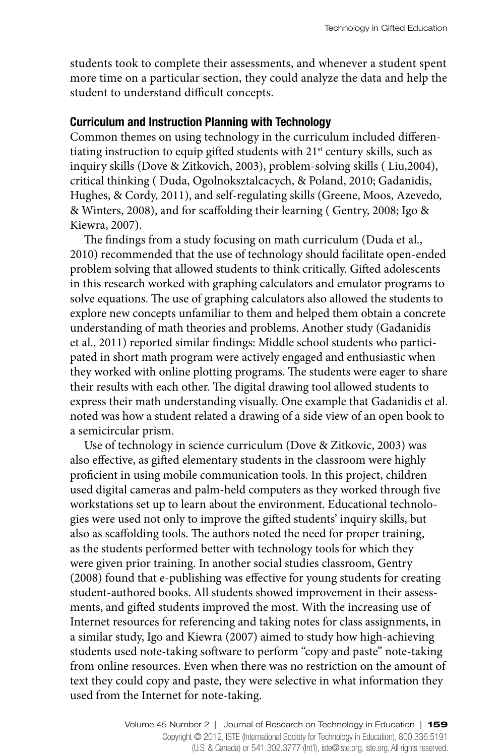students took to complete their assessments, and whenever a student spent more time on a particular section, they could analyze the data and help the student to understand difficult concepts.

### Curriculum and Instruction Planning with Technology

Common themes on using technology in the curriculum included differentiating instruction to equip gifted students with 21st century skills, such as inquiry skills (Dove & Zitkovich, 2003), problem-solving skills ( Liu,2004), critical thinking ( Duda, Ogolnoksztalcacych, & Poland, 2010; Gadanidis, Hughes, & Cordy, 2011), and self-regulating skills (Greene, Moos, Azevedo, & Winters, 2008), and for scaffolding their learning ( Gentry, 2008; Igo & Kiewra, 2007).

The findings from a study focusing on math curriculum (Duda et al., 2010) recommended that the use of technology should facilitate open-ended problem solving that allowed students to think critically. Gifted adolescents in this research worked with graphing calculators and emulator programs to solve equations. The use of graphing calculators also allowed the students to explore new concepts unfamiliar to them and helped them obtain a concrete understanding of math theories and problems. Another study (Gadanidis et al., 2011) reported similar findings: Middle school students who participated in short math program were actively engaged and enthusiastic when they worked with online plotting programs. The students were eager to share their results with each other. The digital drawing tool allowed students to express their math understanding visually. One example that Gadanidis et al. noted was how a student related a drawing of a side view of an open book to a semicircular prism.

Use of technology in science curriculum (Dove & Zitkovic, 2003) was also effective, as gifted elementary students in the classroom were highly proficient in using mobile communication tools. In this project, children used digital cameras and palm-held computers as they worked through five workstations set up to learn about the environment. Educational technologies were used not only to improve the gifted students' inquiry skills, but also as scaffolding tools. The authors noted the need for proper training, as the students performed better with technology tools for which they were given prior training. In another social studies classroom, Gentry (2008) found that e-publishing was effective for young students for creating student-authored books. All students showed improvement in their assessments, and gifted students improved the most. With the increasing use of Internet resources for referencing and taking notes for class assignments, in a similar study, Igo and Kiewra (2007) aimed to study how high-achieving students used note-taking software to perform "copy and paste" note-taking from online resources. Even when there was no restriction on the amount of text they could copy and paste, they were selective in what information they used from the Internet for note-taking.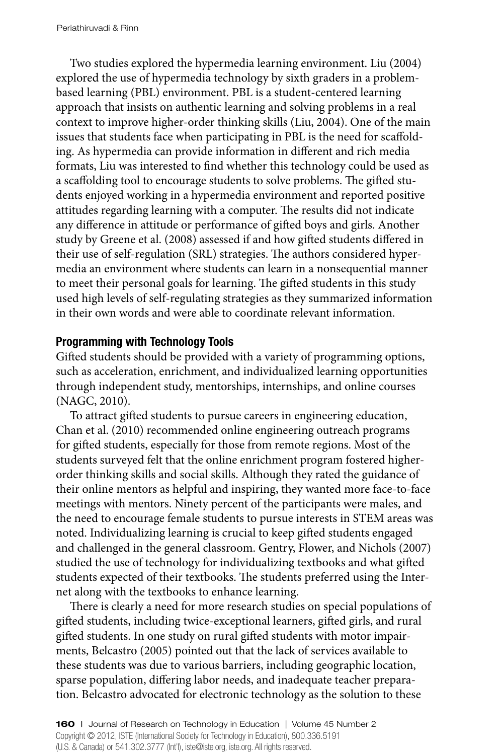Two studies explored the hypermedia learning environment. Liu (2004) explored the use of hypermedia technology by sixth graders in a problem-based learning (PBL) environment. PBL is a student-centered learning approach that insists on authentic learning and solving problems in a real context to improve higher-order thinking skills (Liu, 2004). One of the main issues that students face when participating in PBL is the need for scaffolding. As hypermedia can provide information in different and rich media formats, Liu was interested to find whether this technology could be used as a scaffolding tool to encourage students to solve problems. The gifted students enjoyed working in a hypermedia environment and reported positive attitudes regarding learning with a computer. The results did not indicate any difference in attitude or performance of gifted boys and girls. Another study by Greene et al. (2008) assessed if and how gifted students differed in their use of self-regulation (SRL) strategies. The authors considered hypermedia an environment where students can learn in a nonsequential manner to meet their personal goals for learning. The gifted students in this study used high levels of self-regulating strategies as they summarized information in their own words and were able to coordinate relevant information.

### Programming with Technology Tools

Gifted students should be provided with a variety of programming options, such as acceleration, enrichment, and individualized learning opportunities through independent study, mentorships, internships, and online courses (NAGC, 2010).

To attract gifted students to pursue careers in engineering education, Chan et al. (2010) recommended online engineering outreach programs for gifted students, especially for those from remote regions. Most of the students surveyed felt that the online enrichment program fostered higher-order thinking skills and social skills. Although they rated the guidance of their online mentors as helpful and inspiring, they wanted more face-to-face meetings with mentors. Ninety percent of the participants were males, and the need to encourage female students to pursue interests in STEM areas was noted. Individualizing learning is crucial to keep gifted students engaged and challenged in the general classroom. Gentry, Flower, and Nichols (2007) studied the use of technology for individualizing textbooks and what gifted students expected of their textbooks. The students preferred using the Internet along with the textbooks to enhance learning.

There is clearly a need for more research studies on special populations of gifted students, including twice-exceptional learners, gifted girls, and rural gifted students. In one study on rural gifted students with motor impairments, Belcastro (2005) pointed out that the lack of services available to these students was due to various barriers, including geographic location, sparse population, differing labor needs, and inadequate teacher preparation. Belcastro advocated for electronic technology as the solution to these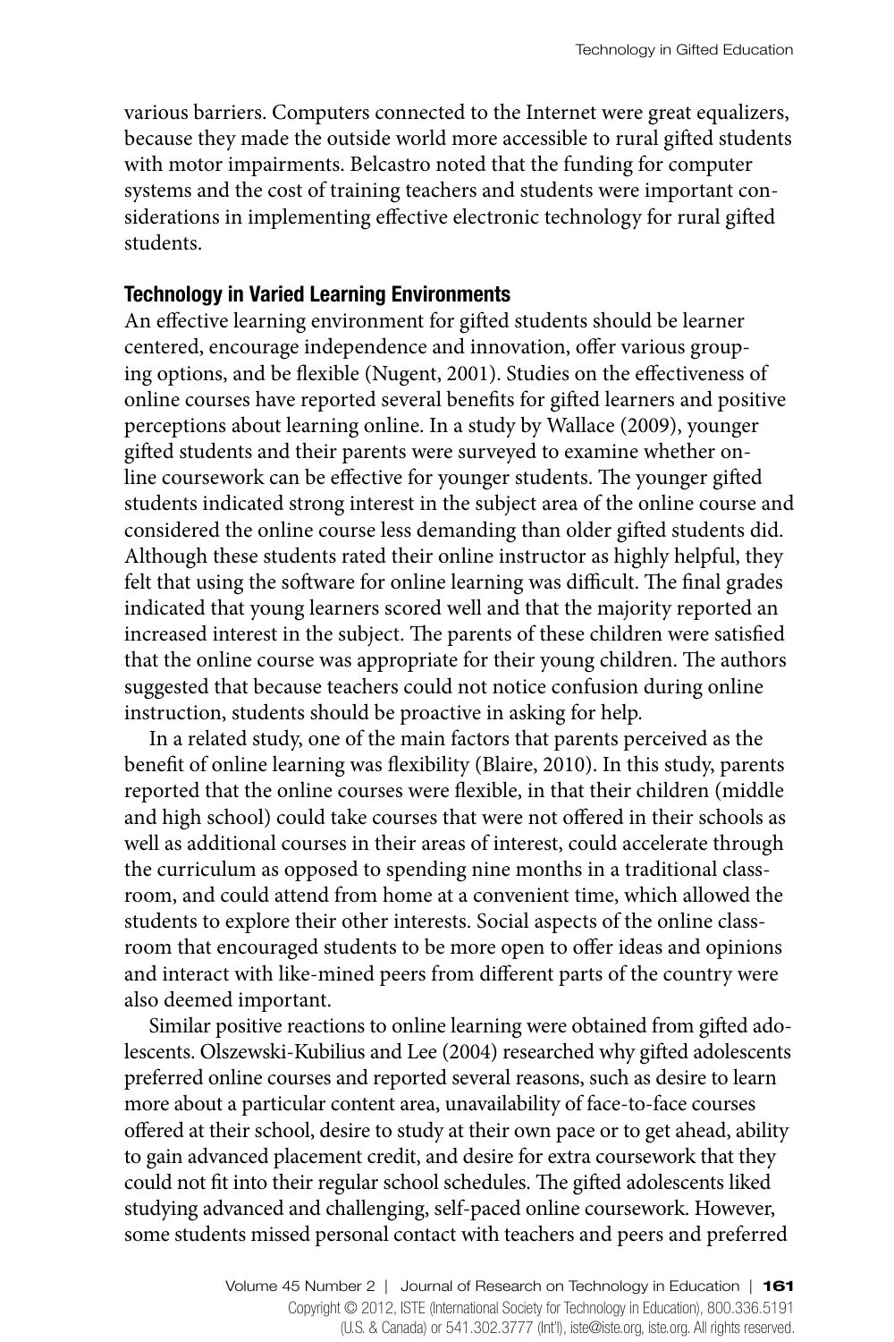various barriers. Computers connected to the Internet were great equalizers, because they made the outside world more accessible to rural gifted students with motor impairments. Belcastro noted that the funding for computer systems and the cost of training teachers and students were important considerations in implementing effective electronic technology for rural gifted students.

### Technology in Varied Learning Environments

An effective learning environment for gifted students should be learner centered, encourage independence and innovation, offer various grouping options, and be flexible (Nugent, 2001). Studies on the effectiveness of online courses have reported several benefits for gifted learners and positive perceptions about learning online. In a study by Wallace (2009), younger gifted students and their parents were surveyed to examine whether online coursework can be effective for younger students. The younger gifted students indicated strong interest in the subject area of the online course and considered the online course less demanding than older gifted students did. Although these students rated their online instructor as highly helpful, they felt that using the software for online learning was difficult. The final grades indicated that young learners scored well and that the majority reported an increased interest in the subject. The parents of these children were satisfied that the online course was appropriate for their young children. The authors suggested that because teachers could not notice confusion during online instruction, students should be proactive in asking for help.

In a related study, one of the main factors that parents perceived as the benefit of online learning was flexibility (Blaire, 2010). In this study, parents reported that the online courses were flexible, in that their children (middle and high school) could take courses that were not offered in their schools as well as additional courses in their areas of interest, could accelerate through the curriculum as opposed to spending nine months in a traditional classroom, and could attend from home at a convenient time, which allowed the students to explore their other interests. Social aspects of the online classroom that encouraged students to be more open to offer ideas and opinions and interact with like-mined peers from different parts of the country were also deemed important.

Similar positive reactions to online learning were obtained from gifted adolescents. Olszewski-Kubilius and Lee (2004) researched why gifted adolescents preferred online courses and reported several reasons, such as desire to learn more about a particular content area, unavailability of face-to-face courses offered at their school, desire to study at their own pace or to get ahead, ability to gain advanced placement credit, and desire for extra coursework that they could not fit into their regular school schedules. The gifted adolescents liked studying advanced and challenging, self-paced online coursework. However, some students missed personal contact with teachers and peers and preferred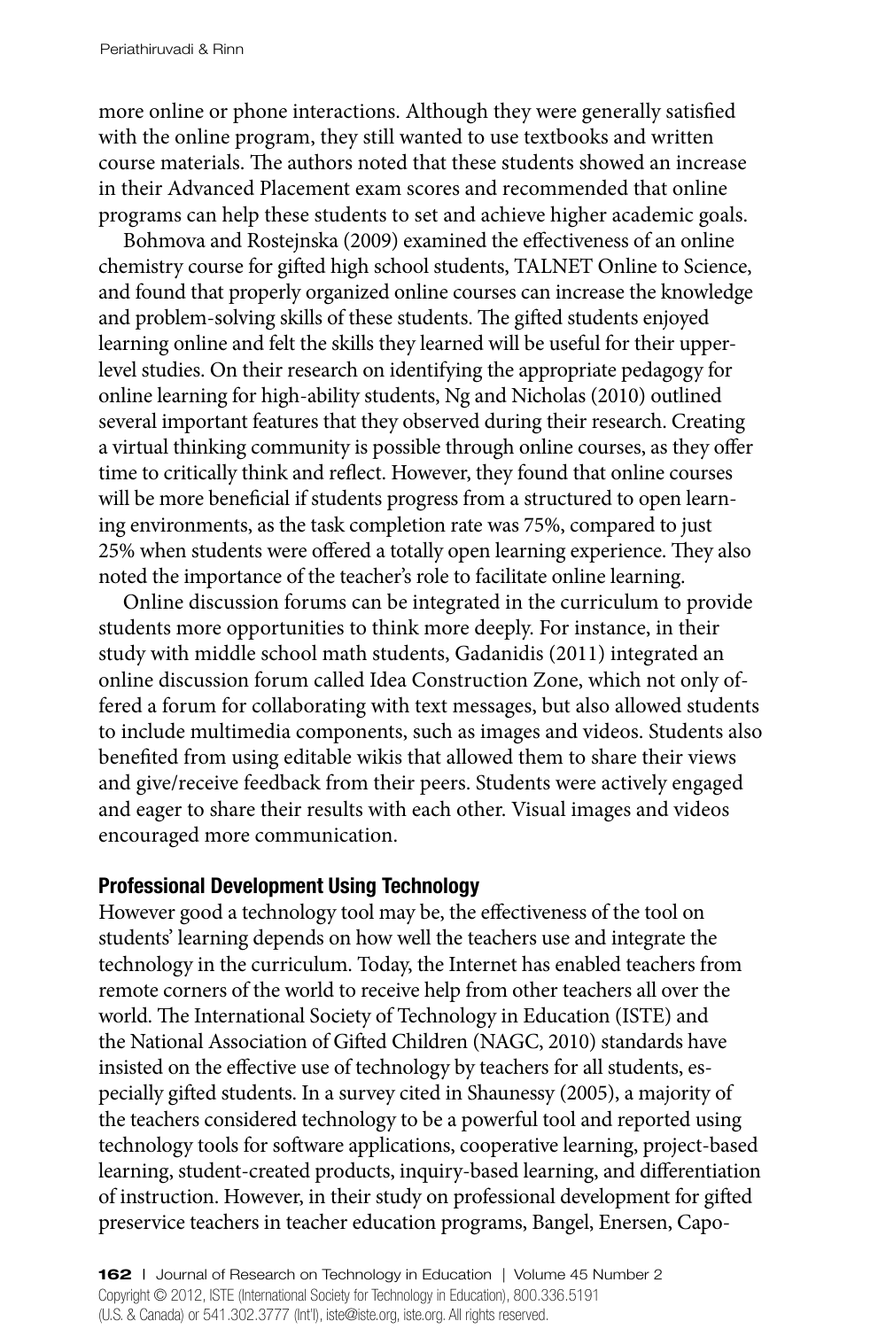more online or phone interactions. Although they were generally satisfied with the online program, they still wanted to use textbooks and written course materials. The authors noted that these students showed an increase in their Advanced Placement exam scores and recommended that online programs can help these students to set and achieve higher academic goals.

Bohmova and Rostejnska (2009) examined the effectiveness of an online chemistry course for gifted high school students, TALNET Online to Science, and found that properly organized online courses can increase the knowledge and problem-solving skills of these students. The gifted students enjoyed learning online and felt the skills they learned will be useful for their upper-level studies. On their research on identifying the appropriate pedagogy for online learning for high-ability students, Ng and Nicholas (2010) outlined several important features that they observed during their research. Creating a virtual thinking community is possible through online courses, as they offer time to critically think and reflect. However, they found that online courses will be more beneficial if students progress from a structured to open learning environments, as the task completion rate was 75%, compared to just 25% when students were offered a totally open learning experience. They also noted the importance of the teacher's role to facilitate online learning.

Online discussion forums can be integrated in the curriculum to provide students more opportunities to think more deeply. For instance, in their study with middle school math students, Gadanidis (2011) integrated an online discussion forum called Idea Construction Zone, which not only offered a forum for collaborating with text messages, but also allowed students to include multimedia components, such as images and videos. Students also benefited from using editable wikis that allowed them to share their views and give/receive feedback from their peers. Students were actively engaged and eager to share their results with each other. Visual images and videos encouraged more communication.

### Professional Development Using Technology

However good a technology tool may be, the effectiveness of the tool on students' learning depends on how well the teachers use and integrate the technology in the curriculum. Today, the Internet has enabled teachers from remote corners of the world to receive help from other teachers all over the world. The International Society of Technology in Education (ISTE) and the National Association of Gifted Children (NAGC, 2010) standards have insisted on the effective use of technology by teachers for all students, especially gifted students. In a survey cited in Shaunessy (2005), a majority of the teachers considered technology to be a powerful tool and reported using technology tools for software applications, cooperative learning, project-based learning, student-created products, inquiry-based learning, and differentiation of instruction. However, in their study on professional development for gifted preservice teachers in teacher education programs, Bangel, Enersen, Capo-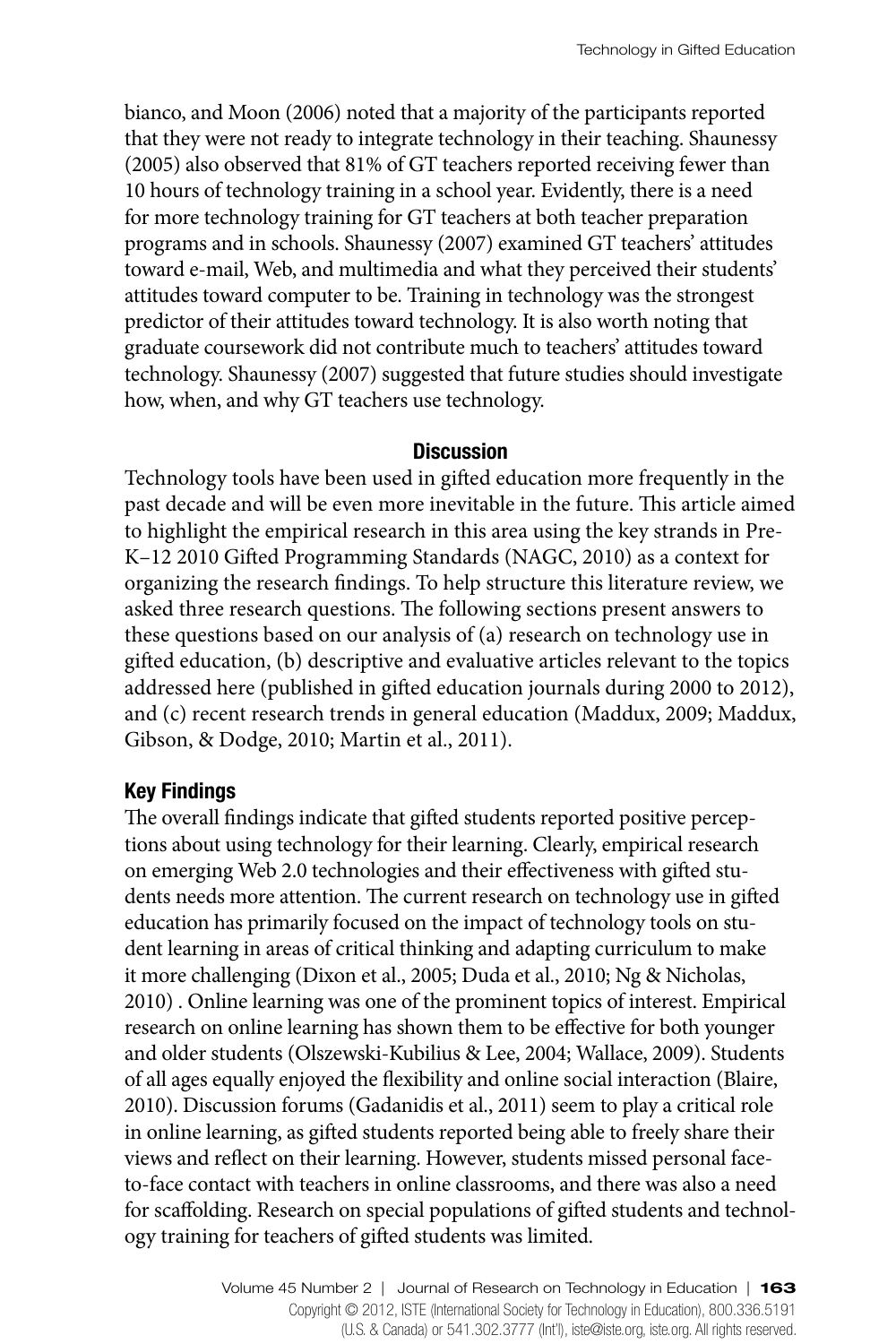bianco, and Moon (2006) noted that a majority of the participants reported that they were not ready to integrate technology in their teaching. Shaunessy (2005) also observed that 81% of GT teachers reported receiving fewer than 10 hours of technology training in a school year. Evidently, there is a need for more technology training for GT teachers at both teacher preparation programs and in schools. Shaunessy (2007) examined GT teachers' attitudes toward e-mail, Web, and multimedia and what they perceived their students' attitudes toward computer to be. Training in technology was the strongest predictor of their attitudes toward technology. It is also worth noting that graduate coursework did not contribute much to teachers' attitudes toward technology. Shaunessy (2007) suggested that future studies should investigate how, when, and why GT teachers use technology.

## Discussion

Technology tools have been used in gifted education more frequently in the past decade and will be even more inevitable in the future. This article aimed to highlight the empirical research in this area using the key strands in Pre-K–12 2010 Gifted Programming Standards (NAGC, 2010) as a context for organizing the research findings. To help structure this literature review, we asked three research questions. The following sections present answers to these questions based on our analysis of (a) research on technology use in gifted education, (b) descriptive and evaluative articles relevant to the topics addressed here (published in gifted education journals during 2000 to 2012), and (c) recent research trends in general education (Maddux, 2009; Maddux, Gibson, & Dodge, 2010; Martin et al., 2011).

### Key Findings

The overall findings indicate that gifted students reported positive perceptions about using technology for their learning. Clearly, empirical research on emerging Web 2.0 technologies and their effectiveness with gifted students needs more attention. The current research on technology use in gifted education has primarily focused on the impact of technology tools on student learning in areas of critical thinking and adapting curriculum to make it more challenging (Dixon et al., 2005; Duda et al., 2010; Ng & Nicholas, 2010) . Online learning was one of the prominent topics of interest. Empirical research on online learning has shown them to be effective for both younger and older students (Olszewski-Kubilius & Lee, 2004; Wallace, 2009). Students of all ages equally enjoyed the flexibility and online social interaction (Blaire, 2010). Discussion forums (Gadanidis et al., 2011) seem to play a critical role in online learning, as gifted students reported being able to freely share their views and reflect on their learning. However, students missed personal face-to-face contact with teachers in online classrooms, and there was also a need for scaffolding. Research on special populations of gifted students and technology training for teachers of gifted students was limited.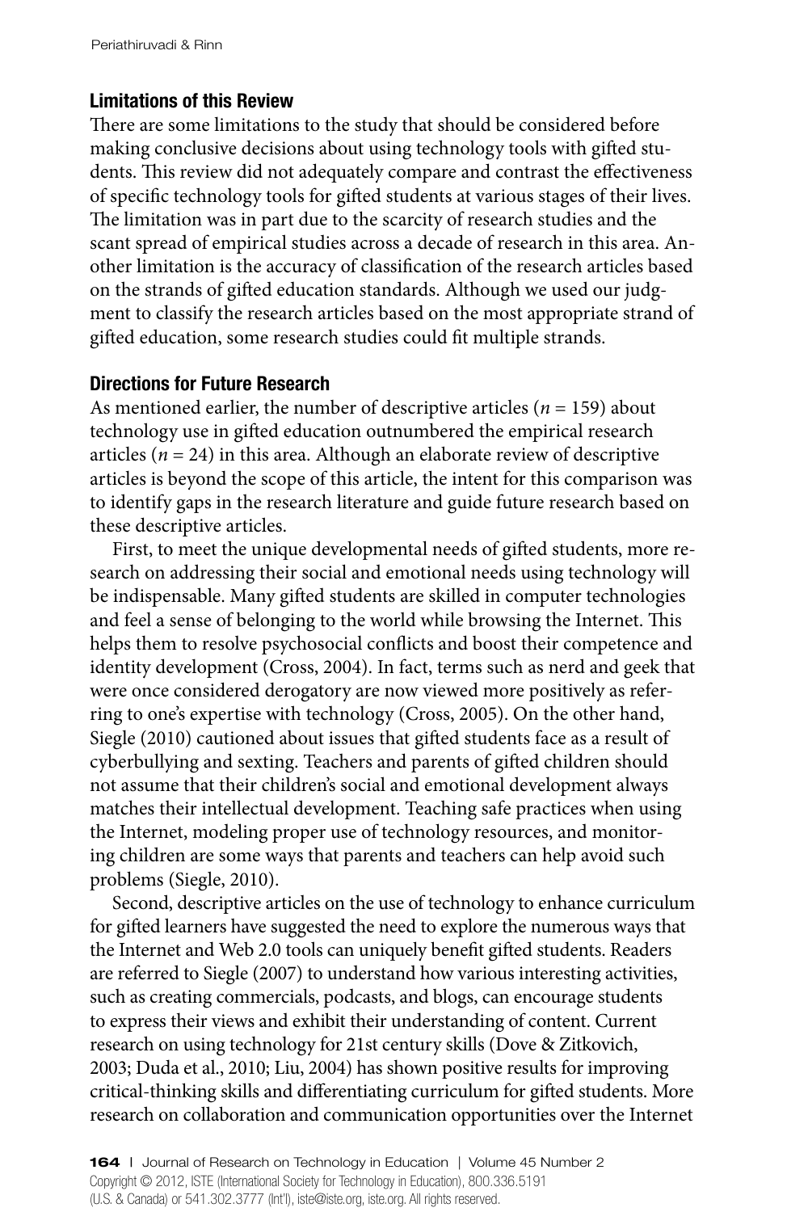### Limitations of this Review

There are some limitations to the study that should be considered before making conclusive decisions about using technology tools with gifted students. This review did not adequately compare and contrast the effectiveness of specific technology tools for gifted students at various stages of their lives. The limitation was in part due to the scarcity of research studies and the scant spread of empirical studies across a decade of research in this area. Another limitation is the accuracy of classification of the research articles based on the strands of gifted education standards. Although we used our judgment to classify the research articles based on the most appropriate strand of gifted education, some research studies could fit multiple strands.

### Directions for Future Research

As mentioned earlier, the number of descriptive articles ($n = 159$) about technology use in gifted education outnumbered the empirical research articles ($n = 24$) in this area. Although an elaborate review of descriptive articles is beyond the scope of this article, the intent for this comparison was to identify gaps in the research literature and guide future research based on these descriptive articles.

First, to meet the unique developmental needs of gifted students, more research on addressing their social and emotional needs using technology will be indispensable. Many gifted students are skilled in computer technologies and feel a sense of belonging to the world while browsing the Internet. This helps them to resolve psychosocial conflicts and boost their competence and identity development (Cross, 2004). In fact, terms such as nerd and geek that were once considered derogatory are now viewed more positively as referring to one's expertise with technology (Cross, 2005). On the other hand, Siegle (2010) cautioned about issues that gifted students face as a result of cyberbullying and sexting. Teachers and parents of gifted children should not assume that their children's social and emotional development always matches their intellectual development. Teaching safe practices when using the Internet, modeling proper use of technology resources, and monitoring children are some ways that parents and teachers can help avoid such problems (Siegle, 2010).

Second, descriptive articles on the use of technology to enhance curriculum for gifted learners have suggested the need to explore the numerous ways that the Internet and Web 2.0 tools can uniquely benefit gifted students. Readers are referred to Siegle (2007) to understand how various interesting activities, such as creating commercials, podcasts, and blogs, can encourage students to express their views and exhibit their understanding of content. Current research on using technology for 21st century skills (Dove & Zitkovich, 2003; Duda et al., 2010; Liu, 2004) has shown positive results for improving critical-thinking skills and differentiating curriculum for gifted students. More research on collaboration and communication opportunities over the Internet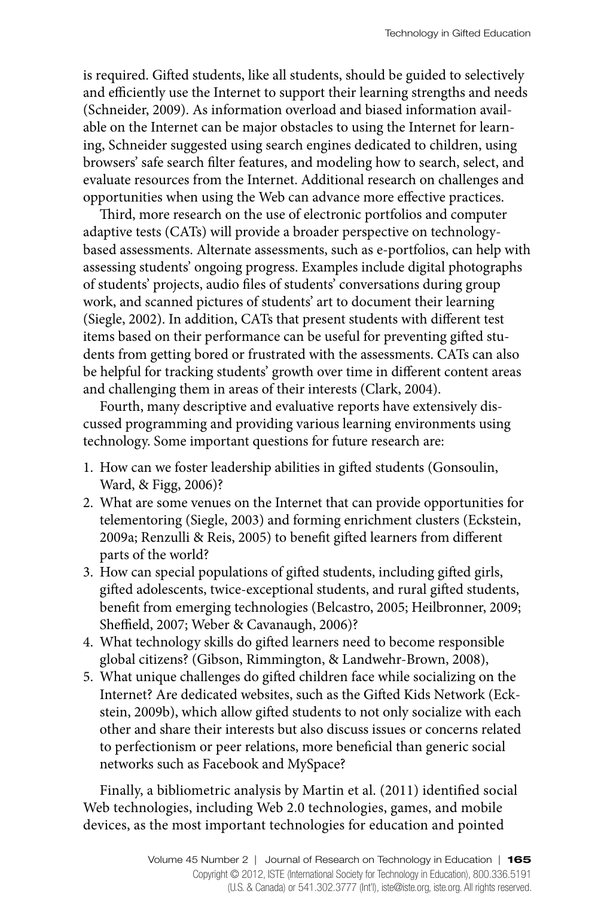is required. Gifted students, like all students, should be guided to selectively and efficiently use the Internet to support their learning strengths and needs (Schneider, 2009). As information overload and biased information available on the Internet can be major obstacles to using the Internet for learning, Schneider suggested using search engines dedicated to children, using browsers' safe search filter features, and modeling how to search, select, and evaluate resources from the Internet. Additional research on challenges and opportunities when using the Web can advance more effective practices.

Third, more research on the use of electronic portfolios and computer adaptive tests (CATs) will provide a broader perspective on technology-based assessments. Alternate assessments, such as e-portfolios, can help with assessing students' ongoing progress. Examples include digital photographs of students' projects, audio files of students' conversations during group work, and scanned pictures of students' art to document their learning (Siegle, 2002). In addition, CATs that present students with different test items based on their performance can be useful for preventing gifted students from getting bored or frustrated with the assessments. CATs can also be helpful for tracking students' growth over time in different content areas and challenging them in areas of their interests (Clark, 2004).

Fourth, many descriptive and evaluative reports have extensively discussed programming and providing various learning environments using technology. Some important questions for future research are:

1. How can we foster leadership abilities in gifted students (Gonsoulin, Ward, & Figg, 2006)?
2. What are some venues on the Internet that can provide opportunities for telementoring (Siegle, 2003) and forming enrichment clusters (Eckstein, 2009a; Renzulli & Reis, 2005) to benefit gifted learners from different parts of the world?
3. How can special populations of gifted students, including gifted girls, gifted adolescents, twice-exceptional students, and rural gifted students, benefit from emerging technologies (Belcastro, 2005; Heilbronner, 2009; Sheffield, 2007; Weber & Cavanaugh, 2006)?
4. What technology skills do gifted learners need to become responsible global citizens? (Gibson, Rimmington, & Landwehr-Brown, 2008),
5. What unique challenges do gifted children face while socializing on the Internet? Are dedicated websites, such as the Gifted Kids Network (Eckstein, 2009b), which allow gifted students to not only socialize with each other and share their interests but also discuss issues or concerns related to perfectionism or peer relations, more beneficial than generic social networks such as Facebook and MySpace?

Finally, a bibliometric analysis by Martin et al. (2011) identified social Web technologies, including Web 2.0 technologies, games, and mobile devices, as the most important technologies for education and pointed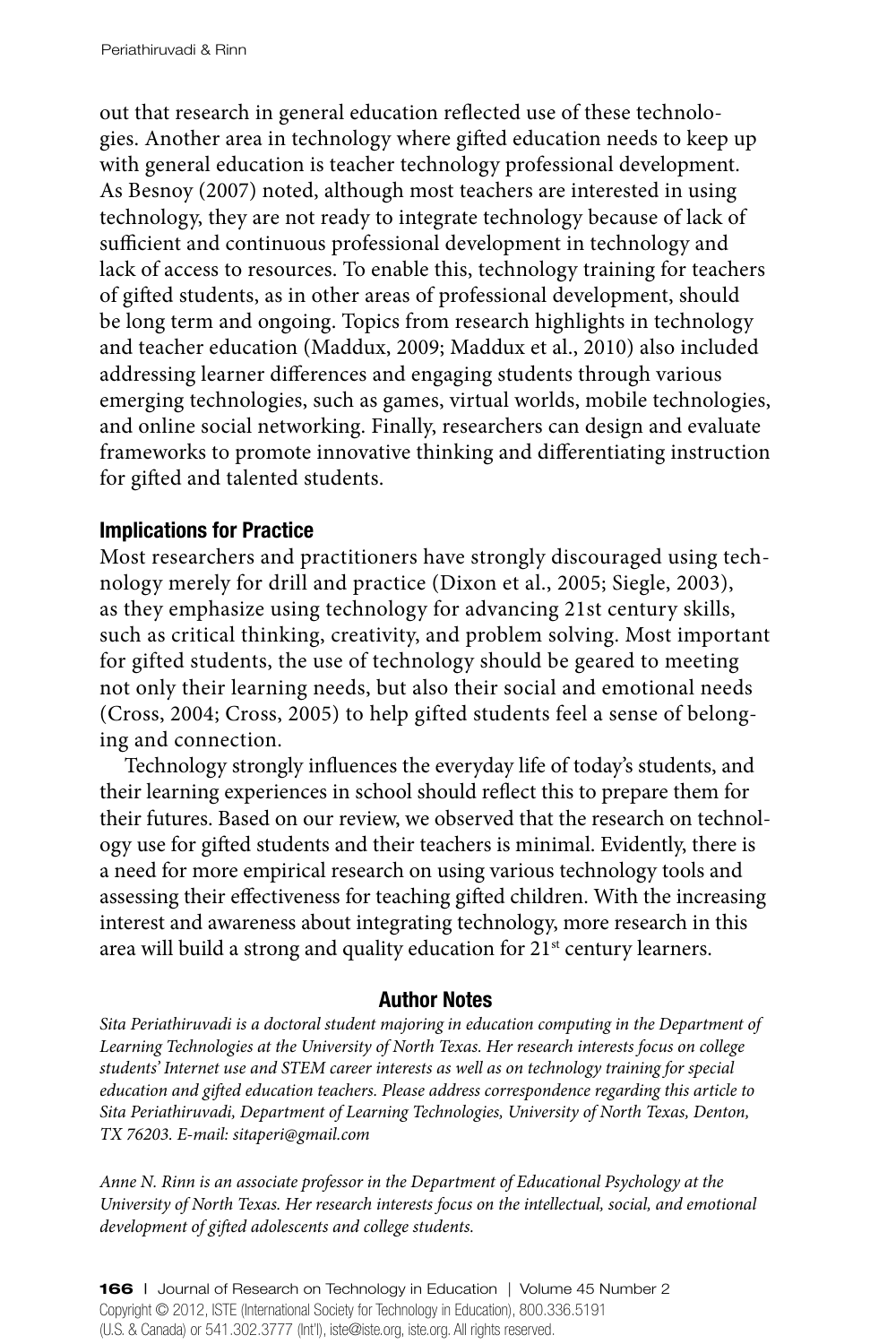out that research in general education reflected use of these technologies. Another area in technology where gifted education needs to keep up with general education is teacher technology professional development. As Besnoy (2007) noted, although most teachers are interested in using technology, they are not ready to integrate technology because of lack of sufficient and continuous professional development in technology and lack of access to resources. To enable this, technology training for teachers of gifted students, as in other areas of professional development, should be long term and ongoing. Topics from research highlights in technology and teacher education (Maddux, 2009; Maddux et al., 2010) also included addressing learner differences and engaging students through various emerging technologies, such as games, virtual worlds, mobile technologies, and online social networking. Finally, researchers can design and evaluate frameworks to promote innovative thinking and differentiating instruction for gifted and talented students.

### Implications for Practice

Most researchers and practitioners have strongly discouraged using technology merely for drill and practice (Dixon et al., 2005; Siegle, 2003), as they emphasize using technology for advancing 21st century skills, such as critical thinking, creativity, and problem solving. Most important for gifted students, the use of technology should be geared to meeting not only their learning needs, but also their social and emotional needs (Cross, 2004; Cross, 2005) to help gifted students feel a sense of belonging and connection.

Technology strongly influences the everyday life of today's students, and their learning experiences in school should reflect this to prepare them for their futures. Based on our review, we observed that the research on technology use for gifted students and their teachers is minimal. Evidently, there is a need for more empirical research on using various technology tools and assessing their effectiveness for teaching gifted children. With the increasing interest and awareness about integrating technology, more research in this area will build a strong and quality education for 21st century learners.

## Author Notes

*Sita Periathiruvadi is a doctoral student majoring in education computing in the Department of Learning Technologies at the University of North Texas. Her research interests focus on college students' Internet use and STEM career interests as well as on technology training for special education and gifted education teachers. Please address correspondence regarding this article to Sita Periathiruvadi, Department of Learning Technologies, University of North Texas, Denton, TX 76203. E-mail: sitaperi@gmail.com*

*Anne N. Rinn is an associate professor in the Department of Educational Psychology at the University of North Texas. Her research interests focus on the intellectual, social, and emotional development of gifted adolescents and college students.*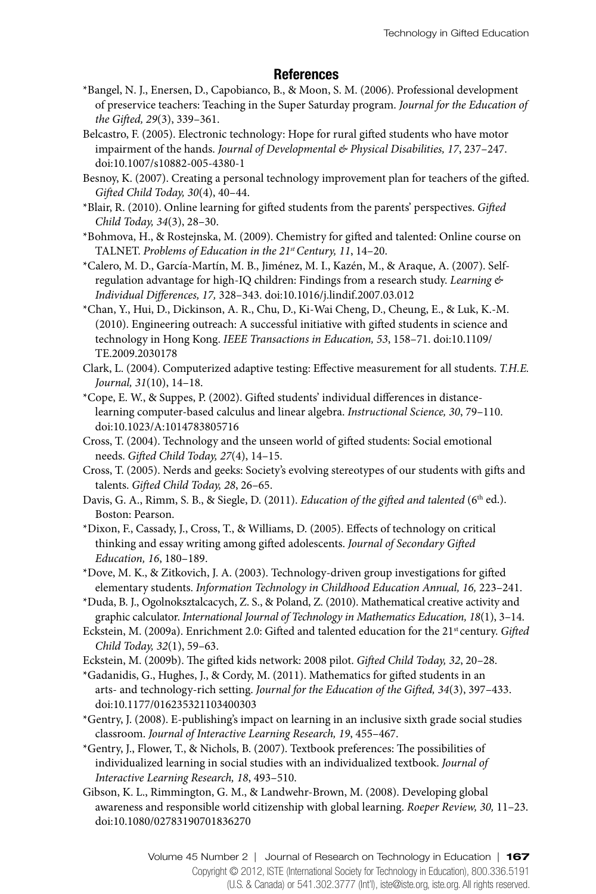## References

*Bangel, N. J., Enersen, D., Capobianco, B., & Moon, S. M. (2006). Professional development of preservice teachers: Teaching in the Super Saturday program. *Journal for the Education of the Gifted, 29*(3), 339–361.

Belcastro, F. (2005). Electronic technology: Hope for rural gifted students who have motor impairment of the hands. *Journal of Developmental & Physical Disabilities, 17*, 237–247. doi:10.1007/s10882-005-4380-1

Besnoy, K. (2007). Creating a personal technology improvement plan for teachers of the gifted. *Gifted Child Today, 30*(4), 40–44.

*Blair, R. (2010). Online learning for gifted students from the parents' perspectives. *Gifted Child Today, 34*(3), 28–30.

*Bohmova, H., & Rostejnska, M. (2009). Chemistry for gifted and talented: Online course on TALNET. *Problems of Education in the 21st Century, 11*, 14–20.

*Calero, M. D., García-Martín, M. B., Jiménez, M. I., Kazén, M., & Araque, A. (2007). Self-regulation advantage for high-IQ children: Findings from a research study. *Learning & Individual Differences, 17,* 328–343. doi:10.1016/j.lindif.2007.03.012

*Chan, Y., Hui, D., Dickinson, A. R., Chu, D., Ki-Wai Cheng, D., Cheung, E., & Luk, K.-M. (2010). Engineering outreach: A successful initiative with gifted students in science and technology in Hong Kong. *IEEE Transactions in Education, 53*, 158–71. doi:10.1109/TE.2009.2030178

Clark, L. (2004). Computerized adaptive testing: Effective measurement for all students. *T.H.E. Journal, 31*(10), 14–18.

*Cope, E. W., & Suppes, P. (2002). Gifted students' individual differences in distance-learning computer-based calculus and linear algebra. *Instructional Science, 30*, 79–110. doi:10.1023/A:1014783805716

Cross, T. (2004). Technology and the unseen world of gifted students: Social emotional needs. *Gifted Child Today, 27*(4), 14–15.

Cross, T. (2005). Nerds and geeks: Society's evolving stereotypes of our students with gifts and talents. *Gifted Child Today, 28*, 26–65.

Davis, G. A., Rimm, S. B., & Siegle, D. (2011). *Education of the gifted and talented* (6th ed.). Boston: Pearson.

*Dixon, F., Cassady, J., Cross, T., & Williams, D. (2005). Effects of technology on critical thinking and essay writing among gifted adolescents. *Journal of Secondary Gifted Education, 16*, 180–189.

*Dove, M. K., & Zitkovich, J. A. (2003). Technology-driven group investigations for gifted elementary students. *Information Technology in Childhood Education Annual, 16,* 223–241.

*Duda, B. J., Ogolnokształcacych, Z. S., & Poland, Z. (2010). Mathematical creative activity and graphic calculator. *International Journal of Technology in Mathematics Education, 18*(1), 3–14.

Eckstein, M. (2009a). Enrichment 2.0: Gifted and talented education for the 21st century. *Gifted Child Today, 32*(1), 59–63.

Eckstein, M. (2009b). The gifted kids network: 2008 pilot. *Gifted Child Today, 32*, 20–28.

*Gadanidis, G., Hughes, J., & Cordy, M. (2011). Mathematics for gifted students in an arts- and technology-rich setting. *Journal for the Education of the Gifted, 34*(3), 397–433. doi:10.1177/016235321103400303

*Gentry, J. (2008). E-publishing's impact on learning in an inclusive sixth grade social studies classroom. *Journal of Interactive Learning Research, 19*, 455–467.

*Gentry, J., Flower, T., & Nichols, B. (2007). Textbook preferences: The possibilities of individualized learning in social studies with an individualized textbook. *Journal of Interactive Learning Research, 18*, 493–510.

Gibson, K. L., Rimmington, G. M., & Landwehr-Brown, M. (2008). Developing global awareness and responsible world citizenship with global learning. *Roeper Review, 30,* 11–23. doi:10.1080/02783190701836270

Copyright © 2012, ISTE (International Society for Technology in Education), 800.336.5191 (U.S. & Canada) or 541.302.3777 (Int'l), iste@iste.org, iste.org. All rights reserved.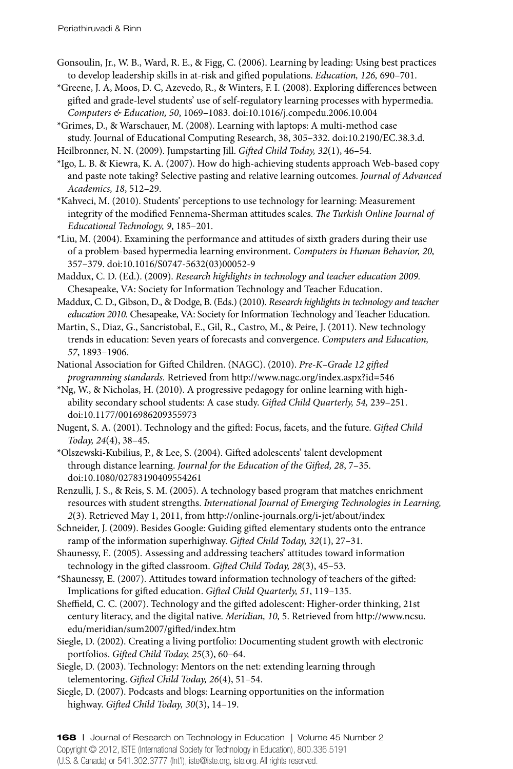Gonsoulin, Jr., W. B., Ward, R. E., & Figg, C. (2006). Learning by leading: Using best practices to develop leadership skills in at-risk and gifted populations. *Education, 126,* 690–701.

*Greene, J. A, Moos, D. C, Azevedo, R., & Winters, F. I. (2008). Exploring differences between gifted and grade-level students' use of self-regulatory learning processes with hypermedia. *Computers & Education, 50*, 1069–1083. doi:10.1016/j.compedu.2006.10.004

*Grimes, D., & Warschauer, M. (2008). Learning with laptops: A multi-method case study. Journal of Educational Computing Research, 38, 305–332. doi:10.2190/EC.38.3.d.

Heilbronner, N. N. (2009). Jumpstarting Jill. *Gifted Child Today, 32*(1), 46–54.

*Igo, L. B. & Kiewra, K. A. (2007). How do high-achieving students approach Web-based copy and paste note taking? Selective pasting and relative learning outcomes. *Journal of Advanced Academics, 18*, 512–29.

*Kahveci, M. (2010). Students' perceptions to use technology for learning: Measurement integrity of the modified Fennema-Sherman attitudes scales. *The Turkish Online Journal of Educational Technology, 9*, 185–201.

*Liu, M. (2004). Examining the performance and attitudes of sixth graders during their use of a problem-based hypermedia learning environment. *Computers in Human Behavior, 20,* 357–379. doi:10.1016/S0747-5632(03)00052-9

Maddux, C. D. (Ed.). (2009). *Research highlights in technology and teacher education 2009.* Chesapeake, VA: Society for Information Technology and Teacher Education.

Maddux, C. D., Gibson, D., & Dodge, B. (Eds.) (2010). *Research highlights in technology and teacher education 2010.* Chesapeake, VA: Society for Information Technology and Teacher Education.

Martin, S., Diaz, G., Sancristobal, E., Gil, R., Castro, M., & Peire, J. (2011). New technology trends in education: Seven years of forecasts and convergence. *Computers and Education, 57*, 1893–1906.

National Association for Gifted Children. (NAGC). (2010). *Pre-K–Grade 12 gifted programming standards.* Retrieved from http://www.nagc.org/index.aspx?id=546

*Ng, W., & Nicholas, H. (2010). A progressive pedagogy for online learning with high-ability secondary school students: A case study. *Gifted Child Quarterly, 54,* 239–251. doi:10.1177/0016986209355973

Nugent, S. A. (2001). Technology and the gifted: Focus, facets, and the future. *Gifted Child Today, 24*(4), 38–45.

*Olszewski-Kubilius, P., & Lee, S. (2004). Gifted adolescents' talent development through distance learning. *Journal for the Education of the Gifted, 28*, 7–35. doi:10.1080/02783190409554261

Renzulli, J. S., & Reis, S. M. (2005). A technology based program that matches enrichment resources with student strengths. *International Journal of Emerging Technologies in Learning, 2*(3). Retrieved May 1, 2011, from http://online-journals.org/i-jet/about/index

Schneider, J. (2009). Besides Google: Guiding gifted elementary students onto the entrance ramp of the information superhighway. *Gifted Child Today, 32*(1), 27–31.

Shaunessy, E. (2005). Assessing and addressing teachers' attitudes toward information technology in the gifted classroom. *Gifted Child Today, 28*(3), 45–53.

*Shaunessy, E. (2007). Attitudes toward information technology of teachers of the gifted: Implications for gifted education. *Gifted Child Quarterly, 51*, 119–135.

Sheffield, C. C. (2007). Technology and the gifted adolescent: Higher-order thinking, 21st century literacy, and the digital native. *Meridian, 10,* 5. Retrieved from http://www.ncsu.edu/meridian/sum2007/gifted/index.htm

Siegle, D. (2002). Creating a living portfolio: Documenting student growth with electronic portfolios. *Gifted Child Today, 25*(3), 60–64.

Siegle, D. (2003). Technology: Mentors on the net: extending learning through telementoring. *Gifted Child Today, 26*(4), 51–54.

Siegle, D. (2007). Podcasts and blogs: Learning opportunities on the information highway. *Gifted Child Today, 30*(3), 14–19.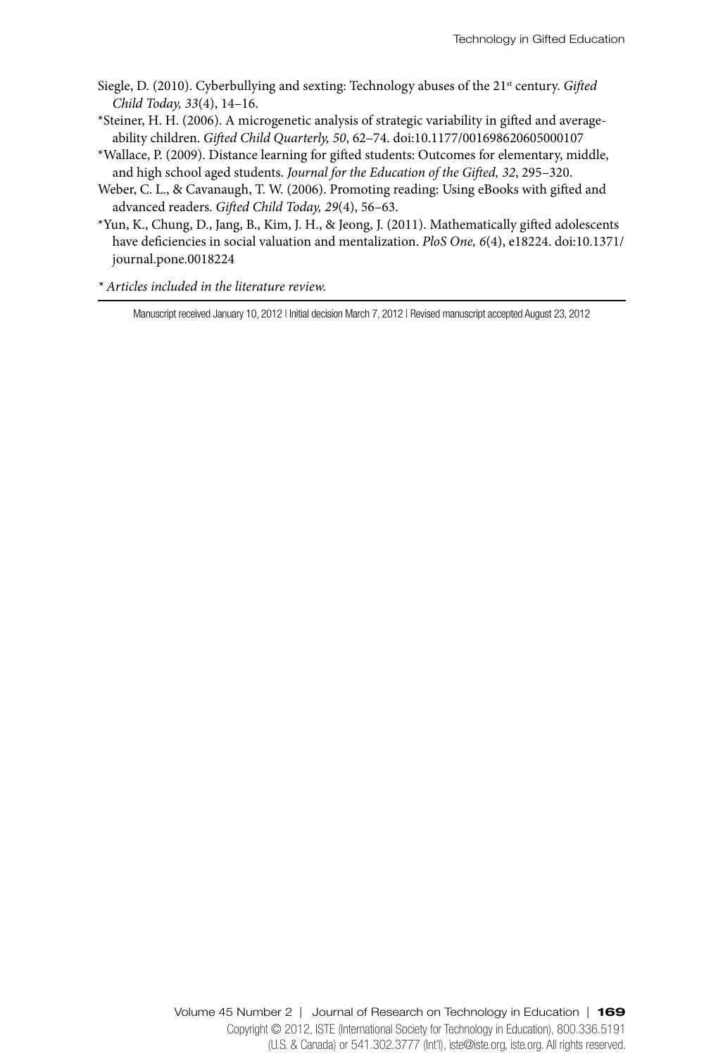Siegle, D. (2010). Cyberbullying and sexting: Technology abuses of the 21st century. *Gifted Child Today, 33*(4), 14–16.

*Steiner, H. H. (2006). A microgenetic analysis of strategic variability in gifted and average-ability children. *Gifted Child Quarterly, 50*, 62–74. doi:10.1177/001698620605000107

*Wallace, P. (2009). Distance learning for gifted students: Outcomes for elementary, middle, and high school aged students. *Journal for the Education of the Gifted, 32*, 295–320.

Weber, C. L., & Cavanaugh, T. W. (2006). Promoting reading: Using eBooks with gifted and advanced readers. *Gifted Child Today, 29*(4), 56–63.

*Yun, K., Chung, D., Jang, B., Kim, J. H., & Jeong, J. (2011). Mathematically gifted adolescents have deficiencies in social valuation and mentalization. *PloS One, 6*(4), e18224. doi:10.1371/journal.pone.0018224

*\* Articles included in the literature review.*

---

Manuscript received January 10, 2012 | Initial decision March 7, 2012 | Revised manuscript accepted August 23, 2012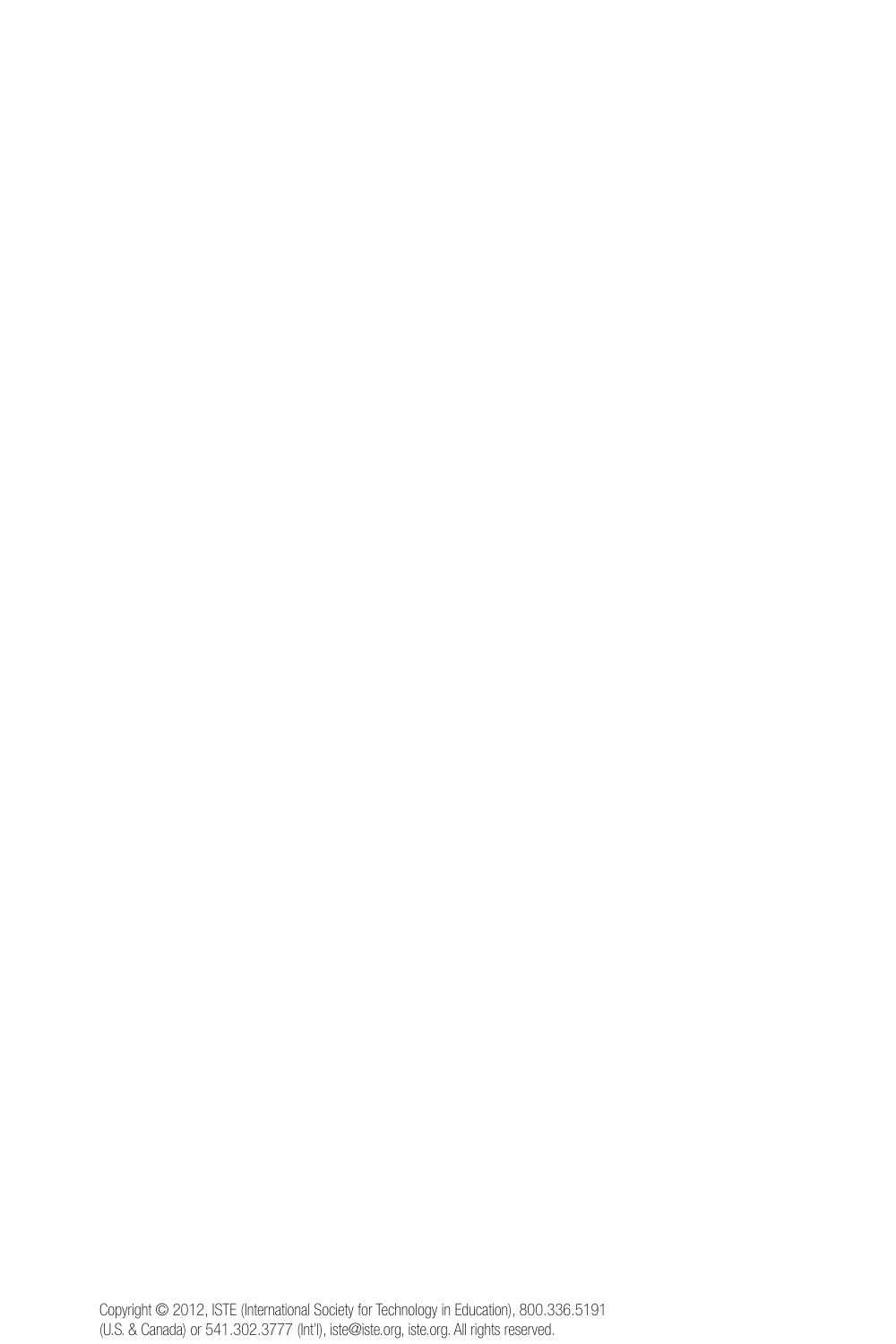Copyright © 2012, ISTE (International Society for Technology in Education), 800.336.5191 (U.S. & Canada) or 541.302.3777 (Int'l), iste@iste.org, iste.org. All rights reserved.